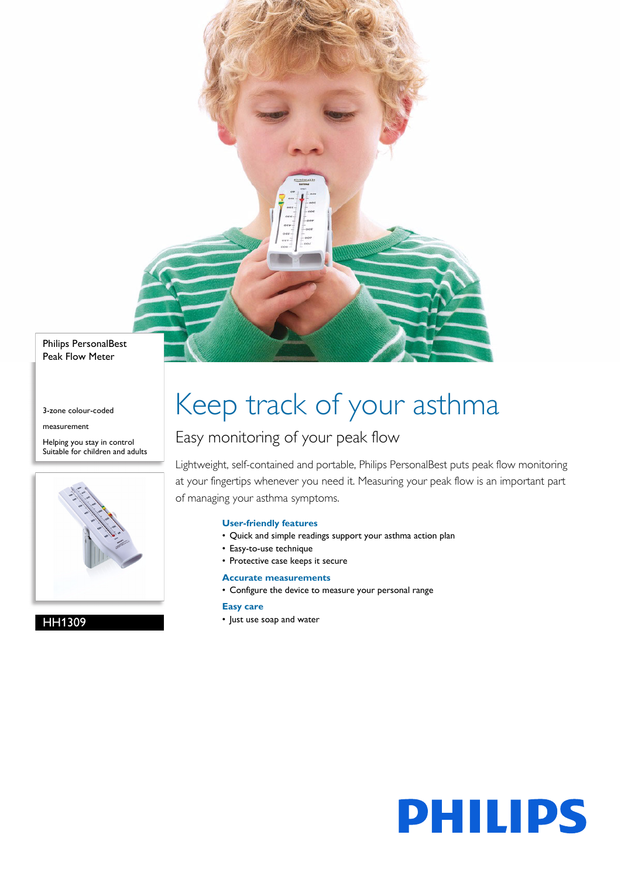Philips PersonalBest
Peak Flow Meter

3-zone colour-coded measurement

Helping you stay in control
Suitable for children and adults

HH1309

# Keep track of your asthma

## Easy monitoring of your peak flow

Lightweight, self-contained and portable, Philips PersonalBest puts peak flow monitoring at your fingertips whenever you need it. Measuring your peak flow is an important part of managing your asthma symptoms.

### User-friendly features

- Quick and simple readings support your asthma action plan
- Easy-to-use technique
- Protective case keeps it secure

### Accurate measurements

- Configure the device to measure your personal range

### Easy care

- Just use soap and water

PHILIPS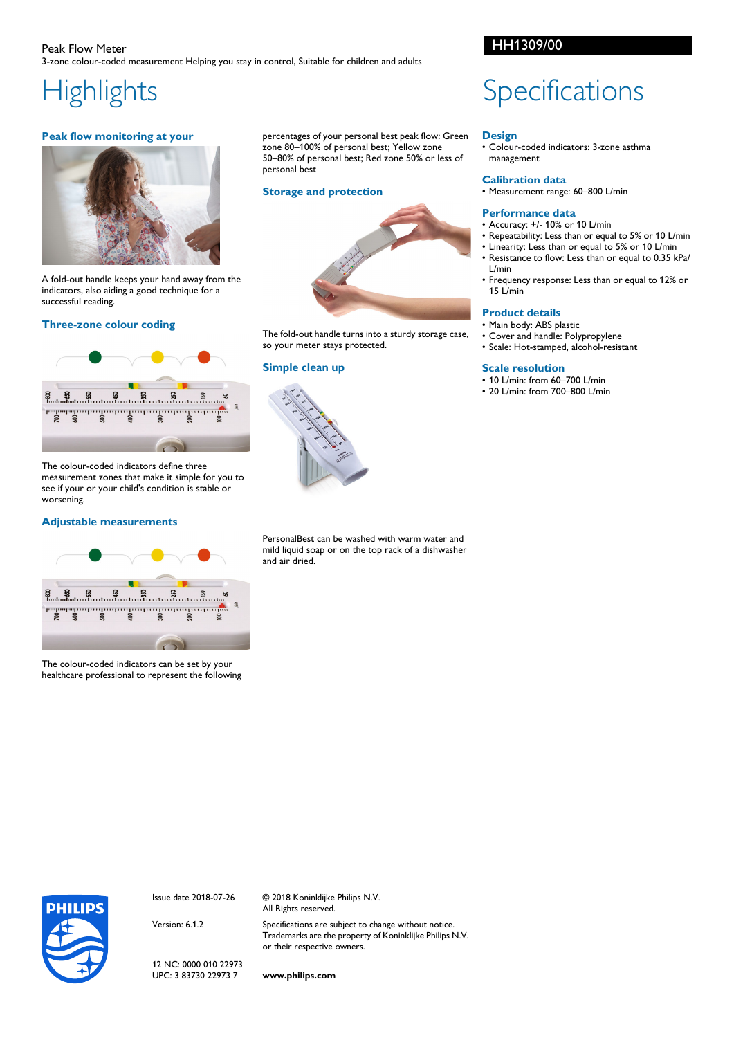Peak Flow Meter

3-zone colour-coded measurement Helping you stay in control, Suitable for children and adults

HH1309/00

# Highlights

### Peak flow monitoring at your

A fold-out handle keeps your hand away from the indicators, also aiding a good technique for a successful reading.

### Three-zone colour coding

The colour-coded indicators define three measurement zones that make it simple for you to see if your or your child's condition is stable or worsening.

### Adjustable measurements

The colour-coded indicators can be set by your healthcare professional to represent the following percentages of your personal best peak flow: Green zone 80–100% of personal best; Yellow zone 50–80% of personal best; Red zone 50% or less of personal best

### Storage and protection

The fold-out handle turns into a sturdy storage case, so your meter stays protected.

### Simple clean up

PersonalBest can be washed with warm water and mild liquid soap or on the top rack of a dishwasher and air dried.

# Specifications

### Design

- Colour-coded indicators: 3-zone asthma management

### Calibration data

- Measurement range: 60–800 L/min

### Performance data

- Accuracy: +/- 10% or 10 L/min
- Repeatability: Less than or equal to 5% or 10 L/min
- Linearity: Less than or equal to 5% or 10 L/min
- Resistance to flow: Less than or equal to 0.35 kPa/ L/min
- Frequency response: Less than or equal to 12% or 15 L/min

### Product details

- Main body: ABS plastic
- Cover and handle: Polypropylene
- Scale: Hot-stamped, alcohol-resistant

### Scale resolution

- 10 L/min: from 60–700 L/min
- 20 L/min: from 700–800 L/min

Issue date 2018-07-26

Version: 6.1.2

12 NC: 0000 010 22973
UPC: 3 83730 22973 7

© 2018 Koninklijke Philips N.V.
All Rights reserved.

Specifications are subject to change without notice. Trademarks are the property of Koninklijke Philips N.V. or their respective owners.

**www.philips.com**